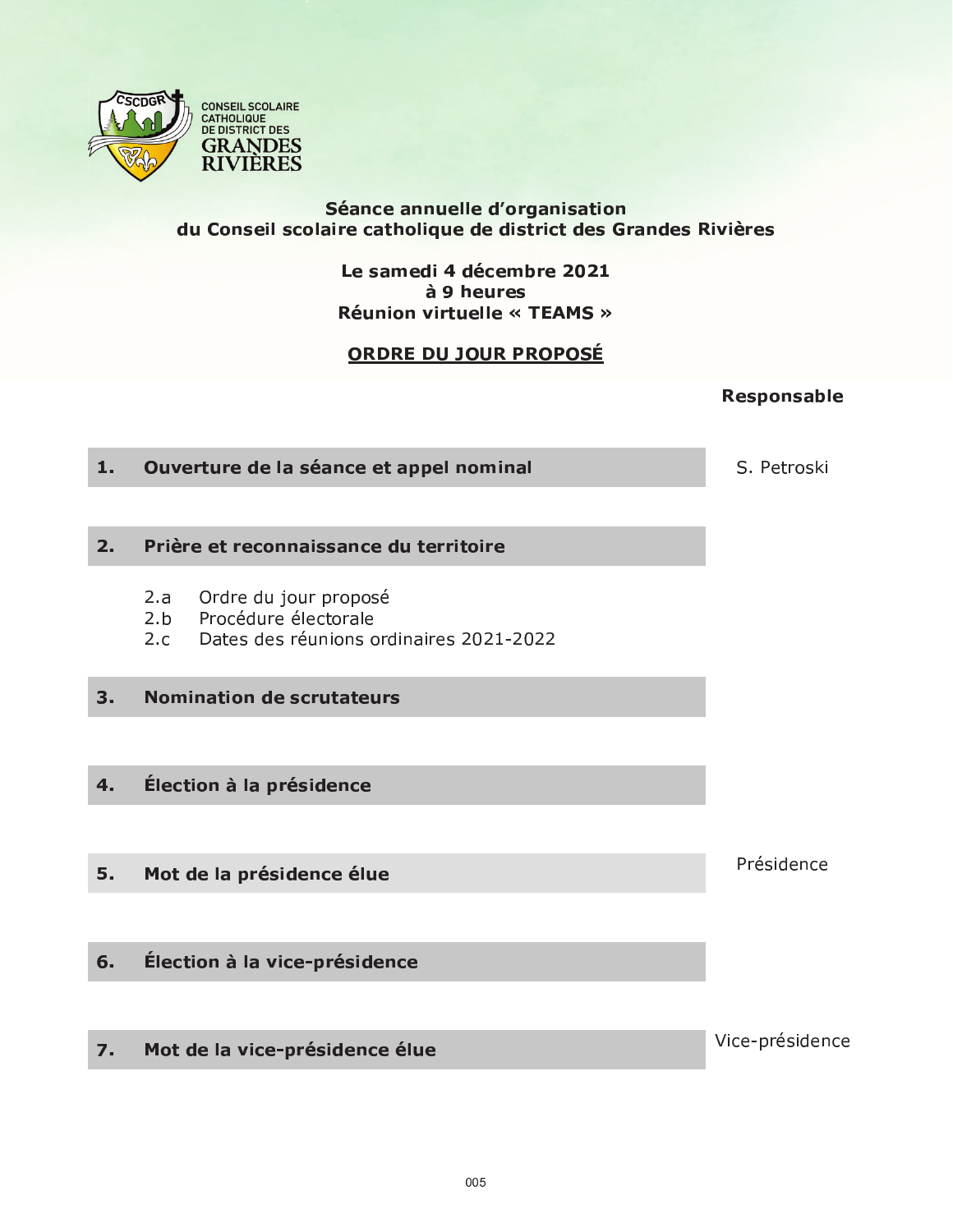CONSEIL SCOLAIRE CATHOLIQUE DE DISTRICT DES GRANDES RIVIÈRES

# Séance annuelle d'organisation du Conseil scolaire catholique de district des Grandes Rivières

**Le samedi 4 décembre 2021**
**à 9 heures**
**Réunion virtuelle « TEAMS »**

## ORDRE DU JOUR PROPOSÉ

| Point | Responsable |
| --- | --- |
| **1. Ouverture de la séance et appel nominal** | S. Petroski |
| **2. Prière et reconnaissance du territoire** | |
| 2.a Ordre du jour proposé | |
| 2.b Procédure électorale | |
| 2.c Dates des réunions ordinaires 2021-2022 | |
| **3. Nomination de scrutateurs** | |
| **4. Élection à la présidence** | |
| **5. Mot de la présidence élue** | Présidence |
| **6. Élection à la vice-présidence** | |
| **7. Mot de la vice-présidence élue** | Vice-présidence |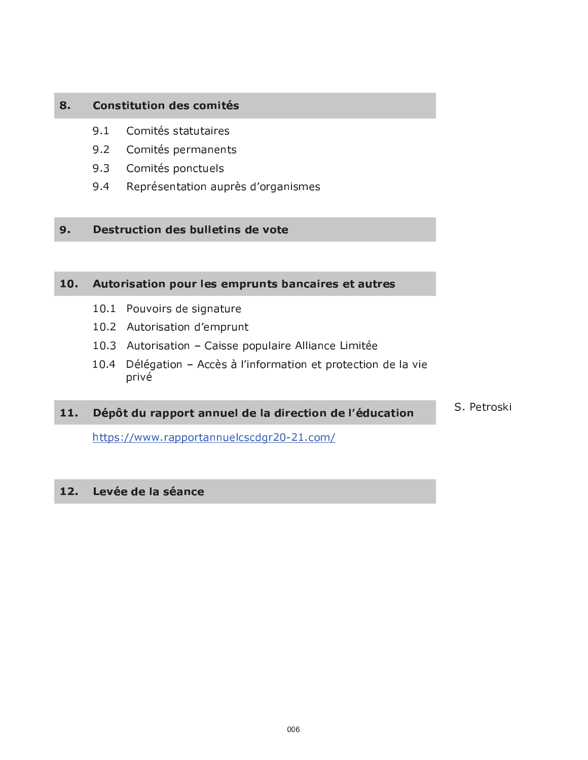## 8. Constitution des comités

9.1 Comités statutaires

9.2 Comités permanents

9.3 Comités ponctuels

9.4 Représentation auprès d'organismes

## 9. Destruction des bulletins de vote

## 10. Autorisation pour les emprunts bancaires et autres

10.1 Pouvoirs de signature

10.2 Autorisation d'emprunt

10.3 Autorisation – Caisse populaire Alliance Limitée

10.4 Délégation – Accès à l'information et protection de la vie privé

## 11. Dépôt du rapport annuel de la direction de l'éducation

S. Petroski

https://www.rapportannuelcscdgr20-21.com/

## 12. Levée de la séance